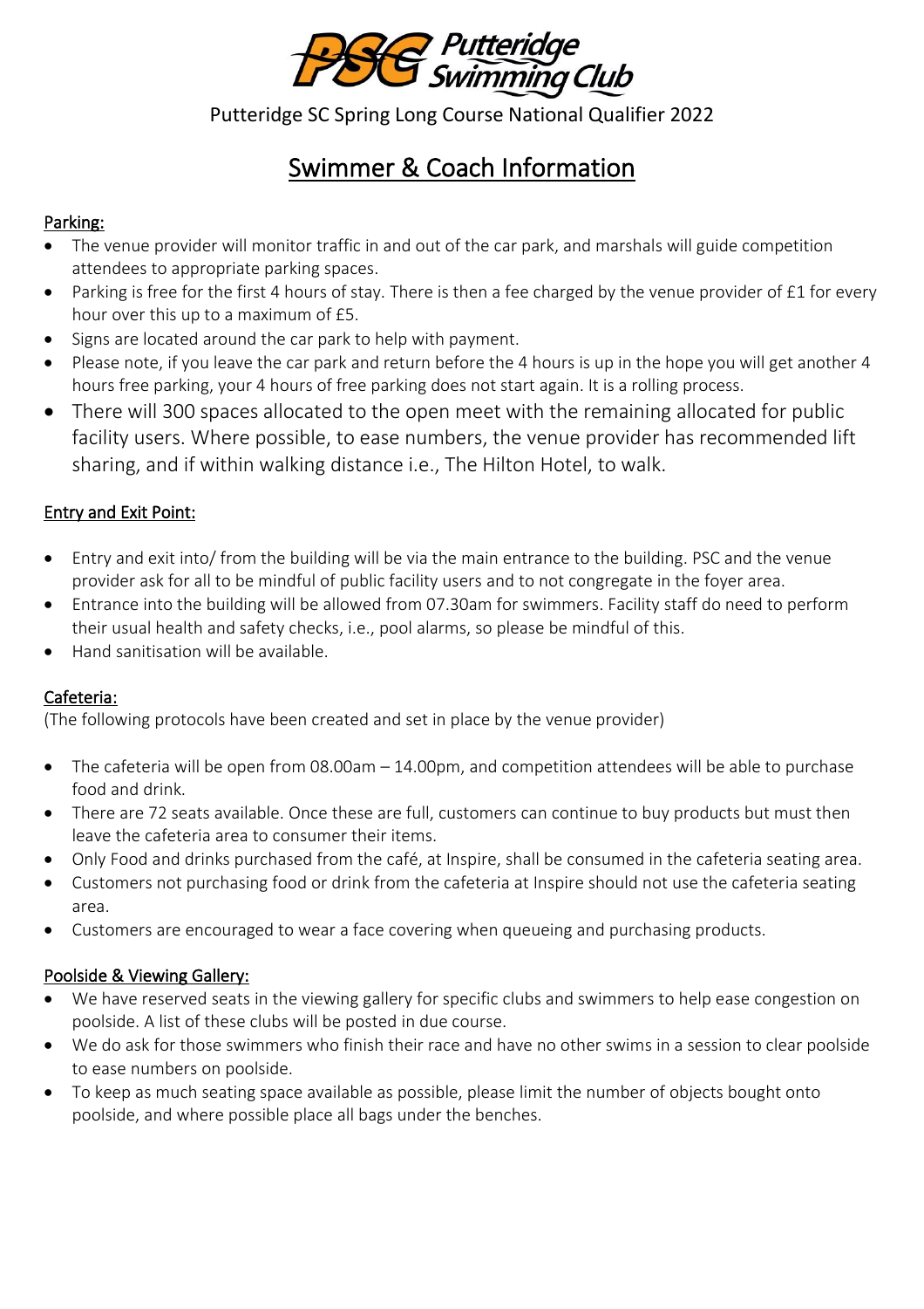Putteridge Swimming Club

Putteridge SC Spring Long Course National Qualifier 2022

# Swimmer & Coach Information

## Parking:

- The venue provider will monitor traffic in and out of the car park, and marshals will guide competition attendees to appropriate parking spaces.
- Parking is free for the first 4 hours of stay. There is then a fee charged by the venue provider of £1 for every hour over this up to a maximum of £5.
- Signs are located around the car park to help with payment.
- Please note, if you leave the car park and return before the 4 hours is up in the hope you will get another 4 hours free parking, your 4 hours of free parking does not start again. It is a rolling process.
- There will 300 spaces allocated to the open meet with the remaining allocated for public facility users. Where possible, to ease numbers, the venue provider has recommended lift sharing, and if within walking distance i.e., The Hilton Hotel, to walk.

## Entry and Exit Point:

- Entry and exit into/ from the building will be via the main entrance to the building. PSC and the venue provider ask for all to be mindful of public facility users and to not congregate in the foyer area.
- Entrance into the building will be allowed from 07.30am for swimmers. Facility staff do need to perform their usual health and safety checks, i.e., pool alarms, so please be mindful of this.
- Hand sanitisation will be available.

## Cafeteria:

(The following protocols have been created and set in place by the venue provider)

- The cafeteria will be open from 08.00am – 14.00pm, and competition attendees will be able to purchase food and drink.
- There are 72 seats available. Once these are full, customers can continue to buy products but must then leave the cafeteria area to consumer their items.
- Only Food and drinks purchased from the café, at Inspire, shall be consumed in the cafeteria seating area.
- Customers not purchasing food or drink from the cafeteria at Inspire should not use the cafeteria seating area.
- Customers are encouraged to wear a face covering when queueing and purchasing products.

## Poolside & Viewing Gallery:

- We have reserved seats in the viewing gallery for specific clubs and swimmers to help ease congestion on poolside. A list of these clubs will be posted in due course.
- We do ask for those swimmers who finish their race and have no other swims in a session to clear poolside to ease numbers on poolside.
- To keep as much seating space available as possible, please limit the number of objects bought onto poolside, and where possible place all bags under the benches.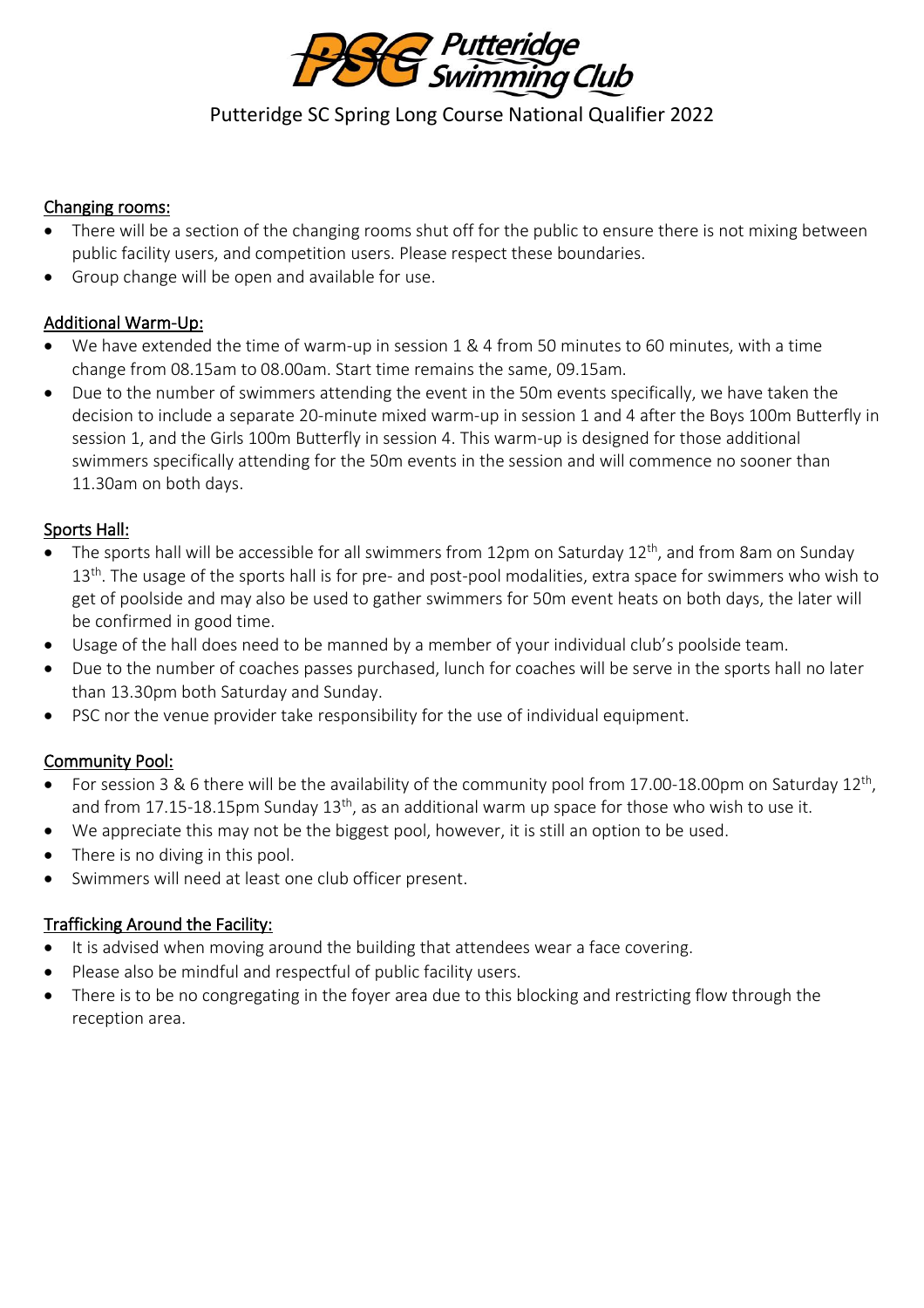Putteridge Swimming Club

Putteridge SC Spring Long Course National Qualifier 2022

## Changing rooms:

- There will be a section of the changing rooms shut off for the public to ensure there is not mixing between public facility users, and competition users. Please respect these boundaries.
- Group change will be open and available for use.

## Additional Warm-Up:

- We have extended the time of warm-up in session 1 & 4 from 50 minutes to 60 minutes, with a time change from 08.15am to 08.00am. Start time remains the same, 09.15am.
- Due to the number of swimmers attending the event in the 50m events specifically, we have taken the decision to include a separate 20-minute mixed warm-up in session 1 and 4 after the Boys 100m Butterfly in session 1, and the Girls 100m Butterfly in session 4. This warm-up is designed for those additional swimmers specifically attending for the 50m events in the session and will commence no sooner than 11.30am on both days.

## Sports Hall:

- The sports hall will be accessible for all swimmers from 12pm on Saturday 12th, and from 8am on Sunday 13th. The usage of the sports hall is for pre- and post-pool modalities, extra space for swimmers who wish to get of poolside and may also be used to gather swimmers for 50m event heats on both days, the later will be confirmed in good time.
- Usage of the hall does need to be manned by a member of your individual club's poolside team.
- Due to the number of coaches passes purchased, lunch for coaches will be serve in the sports hall no later than 13.30pm both Saturday and Sunday.
- PSC nor the venue provider take responsibility for the use of individual equipment.

## Community Pool:

- For session 3 & 6 there will be the availability of the community pool from 17.00-18.00pm on Saturday 12th, and from 17.15-18.15pm Sunday 13th, as an additional warm up space for those who wish to use it.
- We appreciate this may not be the biggest pool, however, it is still an option to be used.
- There is no diving in this pool.
- Swimmers will need at least one club officer present.

## Trafficking Around the Facility:

- It is advised when moving around the building that attendees wear a face covering.
- Please also be mindful and respectful of public facility users.
- There is to be no congregating in the foyer area due to this blocking and restricting flow through the reception area.